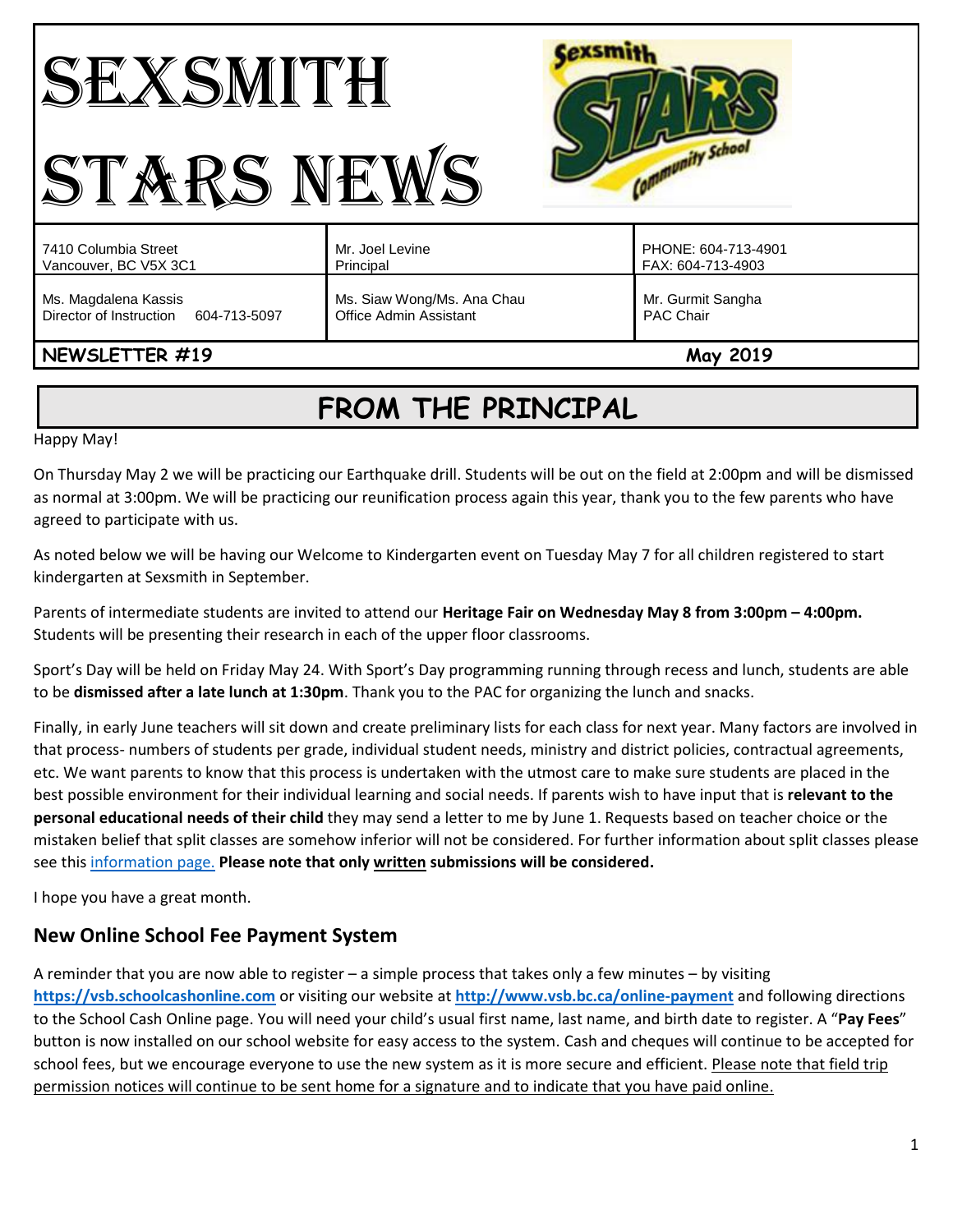# SEXSMITH STARS NEWS

| | | |
|---|---|---|
| 7410 Columbia Street<br>Vancouver, BC V5X 3C1 | Mr. Joel Levine<br>Principal | PHONE: 604-713-4901<br>FAX: 604-713-4903 |
| Ms. Magdalena Kassis<br>Director of Instruction 604-713-5097 | Ms. Siaw Wong/Ms. Ana Chau<br>Office Admin Assistant | Mr. Gurmit Sangha<br>PAC Chair |

**NEWSLETTER #19** **May 2019**

## FROM THE PRINCIPAL

Happy May!

On Thursday May 2 we will be practicing our Earthquake drill. Students will be out on the field at 2:00pm and will be dismissed as normal at 3:00pm. We will be practicing our reunification process again this year, thank you to the few parents who have agreed to participate with us.

As noted below we will be having our Welcome to Kindergarten event on Tuesday May 7 for all children registered to start kindergarten at Sexsmith in September.

Parents of intermediate students are invited to attend our **Heritage Fair on Wednesday May 8 from 3:00pm – 4:00pm.** Students will be presenting their research in each of the upper floor classrooms.

Sport's Day will be held on Friday May 24. With Sport's Day programming running through recess and lunch, students are able to be **dismissed after a late lunch at 1:30pm**. Thank you to the PAC for organizing the lunch and snacks.

Finally, in early June teachers will sit down and create preliminary lists for each class for next year. Many factors are involved in that process- numbers of students per grade, individual student needs, ministry and district policies, contractual agreements, etc. We want parents to know that this process is undertaken with the utmost care to make sure students are placed in the best possible environment for their individual learning and social needs. If parents wish to have input that is **relevant to the personal educational needs of their child** they may send a letter to me by June 1. Requests based on teacher choice or the mistaken belief that split classes are somehow inferior will not be considered. For further information about split classes please see this information page. **Please note that only written submissions will be considered.**

I hope you have a great month.

### New Online School Fee Payment System

A reminder that you are now able to register – a simple process that takes only a few minutes – by visiting **https://vsb.schoolcashonline.com** or visiting our website at **http://www.vsb.bc.ca/online-payment** and following directions to the School Cash Online page. You will need your child's usual first name, last name, and birth date to register. A "**Pay Fees**" button is now installed on our school website for easy access to the system. Cash and cheques will continue to be accepted for school fees, but we encourage everyone to use the new system as it is more secure and efficient. Please note that field trip permission notices will continue to be sent home for a signature and to indicate that you have paid online.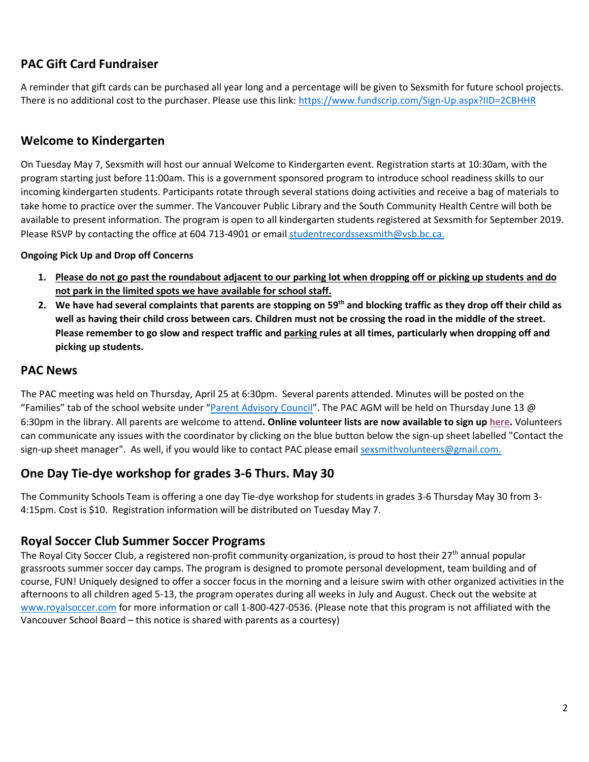## PAC Gift Card Fundraiser

A reminder that gift cards can be purchased all year long and a percentage will be given to Sexsmith for future school projects. There is no additional cost to the purchaser. Please use this link: https://www.fundscrip.com/Sign-Up.aspx?IID=2CBHHR

## Welcome to Kindergarten

On Tuesday May 7, Sexsmith will host our annual Welcome to Kindergarten event. Registration starts at 10:30am, with the program starting just before 11:00am. This is a government sponsored program to introduce school readiness skills to our incoming kindergarten students. Participants rotate through several stations doing activities and receive a bag of materials to take home to practice over the summer. The Vancouver Public Library and the South Community Health Centre will both be available to present information. The program is open to all kindergarten students registered at Sexsmith for September 2019. Please RSVP by contacting the office at 604 713-4901 or email studentrecordssexsmith@vsb.bc.ca.

**Ongoing Pick Up and Drop off Concerns**

1. **Please do not go past the roundabout adjacent to our parking lot when dropping off or picking up students and do not park in the limited spots we have available for school staff.**
2. **We have had several complaints that parents are stopping on 59th and blocking traffic as they drop off their child as well as having their child cross between cars. Children must not be crossing the road in the middle of the street. Please remember to go slow and respect traffic and parking rules at all times, particularly when dropping off and picking up students.**

## PAC News

The PAC meeting was held on Thursday, April 25 at 6:30pm. Several parents attended. Minutes will be posted on the "Families" tab of the school website under "Parent Advisory Council". The PAC AGM will be held on Thursday June 13 @ 6:30pm in the library. All parents are welcome to attend**. Online volunteer lists are now available to sign up here.** Volunteers can communicate any issues with the coordinator by clicking on the blue button below the sign-up sheet labelled "Contact the sign-up sheet manager". As well, if you would like to contact PAC please email sexsmithvolunteers@gmail.com.

## One Day Tie-dye workshop for grades 3-6 Thurs. May 30

The Community Schools Team is offering a one day Tie-dye workshop for students in grades 3-6 Thursday May 30 from 3-4:15pm. Cost is $10. Registration information will be distributed on Tuesday May 7.

## Royal Soccer Club Summer Soccer Programs

The Royal City Soccer Club, a registered non-profit community organization, is proud to host their 27th annual popular grassroots summer soccer day camps. The program is designed to promote personal development, team building and of course, FUN! Uniquely designed to offer a soccer focus in the morning and a leisure swim with other organized activities in the afternoons to all children aged 5-13, the program operates during all weeks in July and August. Check out the website at www.royalsoccer.com for more information or call 1-800-427-0536. (Please note that this program is not affiliated with the Vancouver School Board – this notice is shared with parents as a courtesy)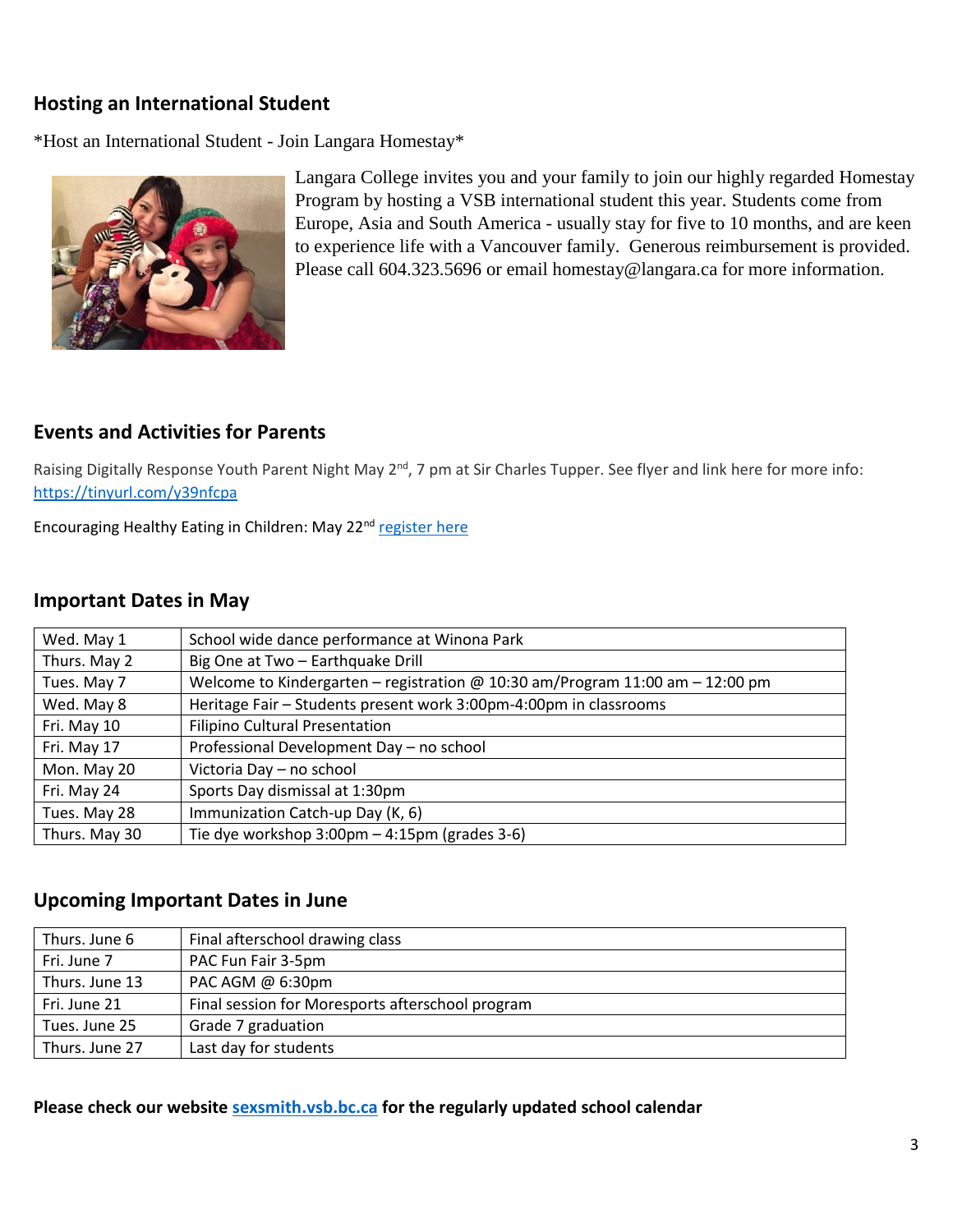## Hosting an International Student

*Host an International Student - Join Langara Homestay*

Langara College invites you and your family to join our highly regarded Homestay Program by hosting a VSB international student this year. Students come from Europe, Asia and South America - usually stay for five to 10 months, and are keen to experience life with a Vancouver family. Generous reimbursement is provided. Please call 604.323.5696 or email homestay@langara.ca for more information.

## Events and Activities for Parents

Raising Digitally Response Youth Parent Night May 2nd, 7 pm at Sir Charles Tupper. See flyer and link here for more info: https://tinyurl.com/y39nfcpa

Encouraging Healthy Eating in Children: May 22nd register here

## Important Dates in May

| | |
|---|---|
| Wed. May 1 | School wide dance performance at Winona Park |
| Thurs. May 2 | Big One at Two – Earthquake Drill |
| Tues. May 7 | Welcome to Kindergarten – registration @ 10:30 am/Program 11:00 am – 12:00 pm |
| Wed. May 8 | Heritage Fair – Students present work 3:00pm-4:00pm in classrooms |
| Fri. May 10 | Filipino Cultural Presentation |
| Fri. May 17 | Professional Development Day – no school |
| Mon. May 20 | Victoria Day – no school |
| Fri. May 24 | Sports Day dismissal at 1:30pm |
| Tues. May 28 | Immunization Catch-up Day (K, 6) |
| Thurs. May 30 | Tie dye workshop 3:00pm – 4:15pm (grades 3-6) |

## Upcoming Important Dates in June

| | |
|---|---|
| Thurs. June 6 | Final afterschool drawing class |
| Fri. June 7 | PAC Fun Fair 3-5pm |
| Thurs. June 13 | PAC AGM @ 6:30pm |
| Fri. June 21 | Final session for Moresports afterschool program |
| Tues. June 25 | Grade 7 graduation |
| Thurs. June 27 | Last day for students |

**Please check our website sexsmith.vsb.bc.ca for the regularly updated school calendar**